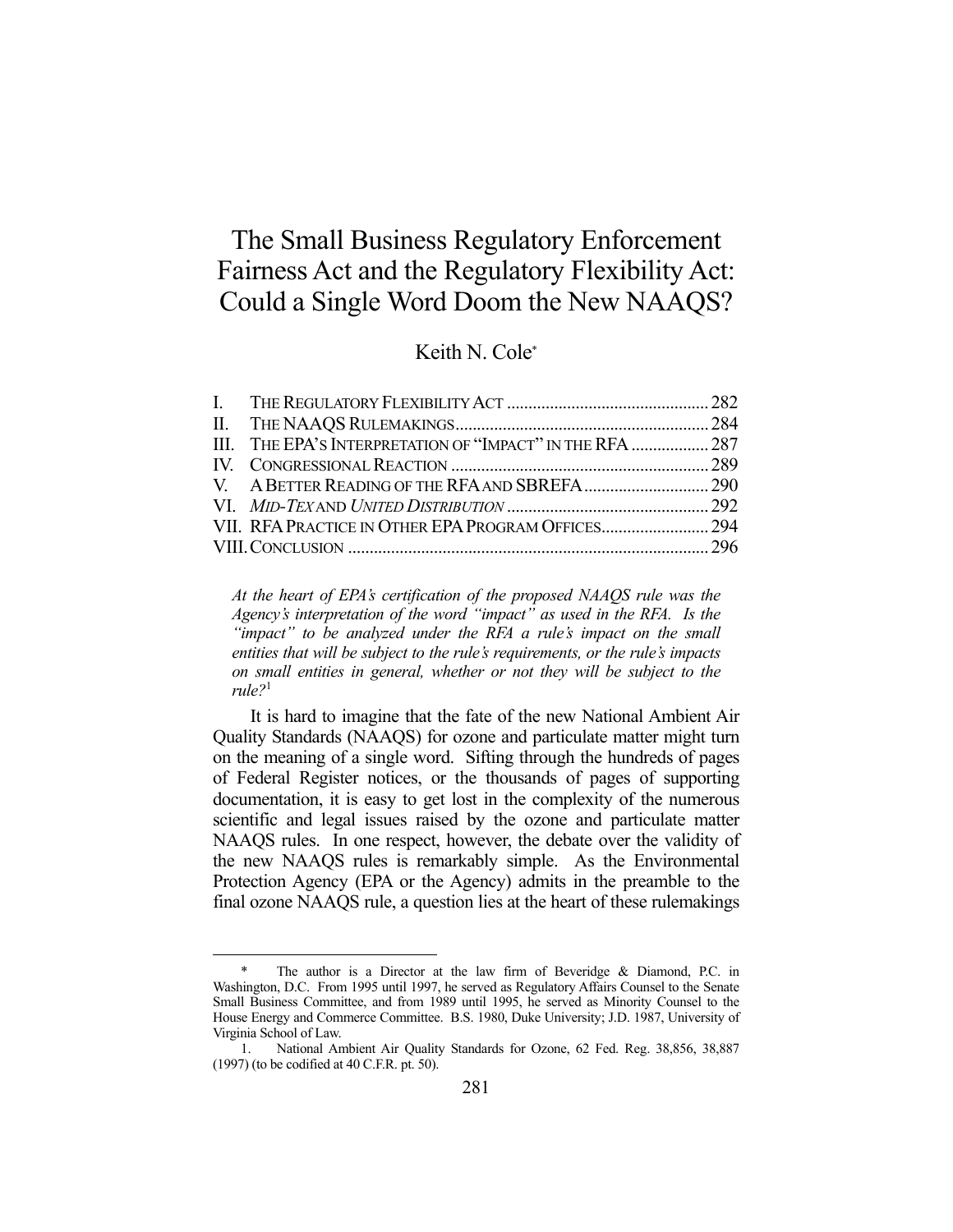# The Small Business Regulatory Enforcement Fairness Act and the Regulatory Flexibility Act: Could a Single Word Doom the New NAAQS?

Keith N. Cole*

| | | |
|---|---|---|
| I. | THE REGULATORY FLEXIBILITY ACT | 282 |
| II. | THE NAAQS RULEMAKINGS | 284 |
| III. | THE EPA'S INTERPRETATION OF "IMPACT" IN THE RFA | 287 |
| IV. | CONGRESSIONAL REACTION | 289 |
| V. | A BETTER READING OF THE RFA AND SBREFA | 290 |
| VI. | *MID-TEX* AND *UNITED DISTRIBUTION* | 292 |
| VII. | RFA PRACTICE IN OTHER EPA PROGRAM OFFICES | 294 |
| VIII. | CONCLUSION | 296 |

*At the heart of EPA's certification of the proposed NAAQS rule was the Agency's interpretation of the word "impact" as used in the RFA. Is the "impact" to be analyzed under the RFA a rule's impact on the small entities that will be subject to the rule's requirements, or the rule's impacts on small entities in general, whether or not they will be subject to the rule?*[1]

It is hard to imagine that the fate of the new National Ambient Air Quality Standards (NAAQS) for ozone and particulate matter might turn on the meaning of a single word. Sifting through the hundreds of pages of Federal Register notices, or the thousands of pages of supporting documentation, it is easy to get lost in the complexity of the numerous scientific and legal issues raised by the ozone and particulate matter NAAQS rules. In one respect, however, the debate over the validity of the new NAAQS rules is remarkably simple. As the Environmental Protection Agency (EPA or the Agency) admits in the preamble to the final ozone NAAQS rule, a question lies at the heart of these rulemakings

---

\* The author is a Director at the law firm of Beveridge & Diamond, P.C. in Washington, D.C. From 1995 until 1997, he served as Regulatory Affairs Counsel to the Senate Small Business Committee, and from 1989 until 1995, he served as Minority Counsel to the House Energy and Commerce Committee. B.S. 1980, Duke University; J.D. 1987, University of Virginia School of Law.

1. National Ambient Air Quality Standards for Ozone, 62 Fed. Reg. 38,856, 38,887 (1997) (to be codified at 40 C.F.R. pt. 50).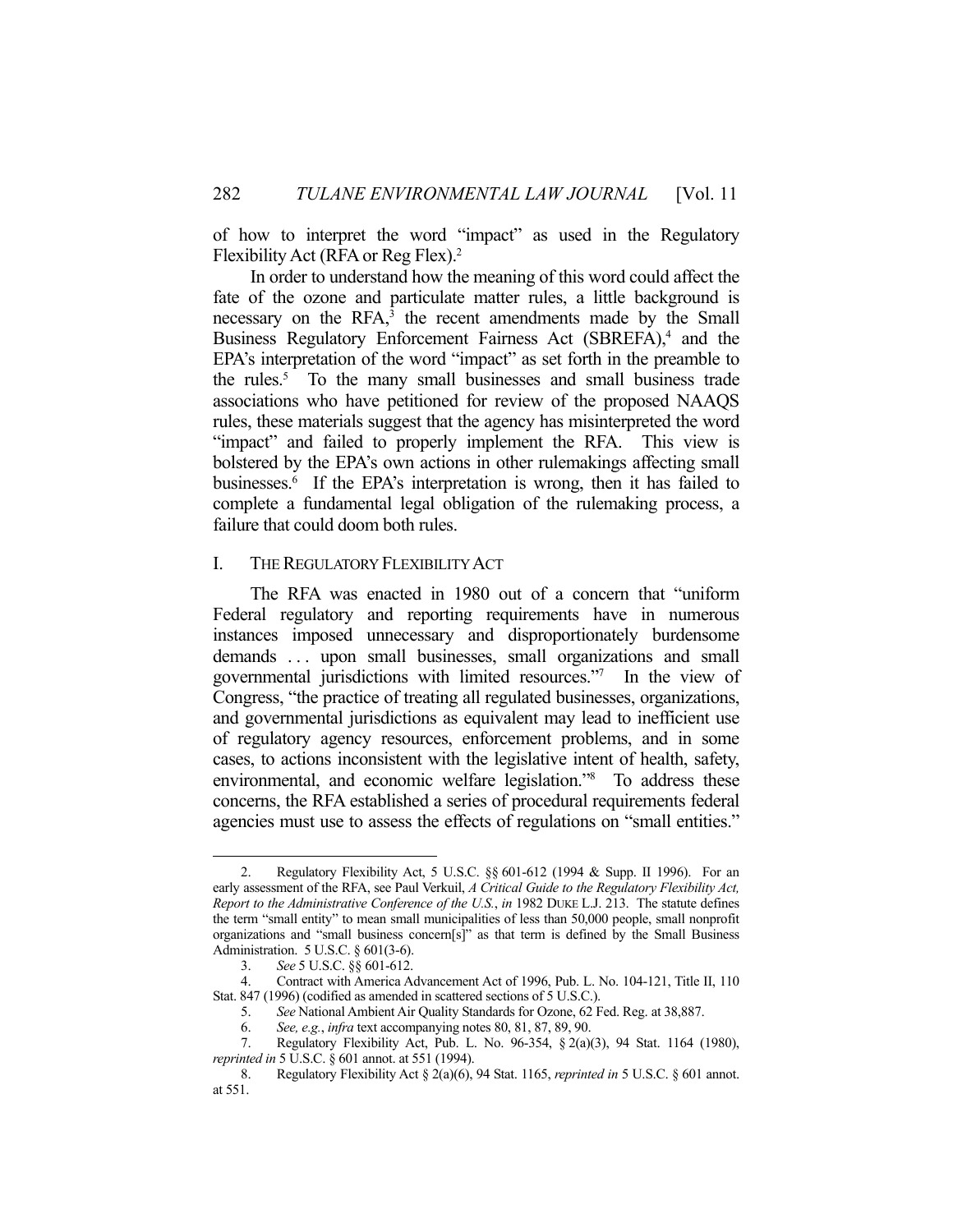of how to interpret the word "impact" as used in the Regulatory Flexibility Act (RFA or Reg Flex).[2]

In order to understand how the meaning of this word could affect the fate of the ozone and particulate matter rules, a little background is necessary on the RFA,[3] the recent amendments made by the Small Business Regulatory Enforcement Fairness Act (SBREFA),[4] and the EPA's interpretation of the word "impact" as set forth in the preamble to the rules.[5] To the many small businesses and small business trade associations who have petitioned for review of the proposed NAAQS rules, these materials suggest that the agency has misinterpreted the word "impact" and failed to properly implement the RFA. This view is bolstered by the EPA's own actions in other rulemakings affecting small businesses.[6] If the EPA's interpretation is wrong, then it has failed to complete a fundamental legal obligation of the rulemaking process, a failure that could doom both rules.

## I. THE REGULATORY FLEXIBILITY ACT

The RFA was enacted in 1980 out of a concern that "uniform Federal regulatory and reporting requirements have in numerous instances imposed unnecessary and disproportionately burdensome demands . . . upon small businesses, small organizations and small governmental jurisdictions with limited resources."[7] In the view of Congress, "the practice of treating all regulated businesses, organizations, and governmental jurisdictions as equivalent may lead to inefficient use of regulatory agency resources, enforcement problems, and in some cases, to actions inconsistent with the legislative intent of health, safety, environmental, and economic welfare legislation."[8] To address these concerns, the RFA established a series of procedural requirements federal agencies must use to assess the effects of regulations on "small entities."

---

2. Regulatory Flexibility Act, 5 U.S.C. §§ 601-612 (1994 & Supp. II 1996). For an early assessment of the RFA, see Paul Verkuil, *A Critical Guide to the Regulatory Flexibility Act, Report to the Administrative Conference of the U.S.*, *in* 1982 DUKE L.J. 213. The statute defines the term "small entity" to mean small municipalities of less than 50,000 people, small nonprofit organizations and "small business concern[s]" as that term is defined by the Small Business Administration. 5 U.S.C. § 601(3-6).

3. *See* 5 U.S.C. §§ 601-612.

4. Contract with America Advancement Act of 1996, Pub. L. No. 104-121, Title II, 110 Stat. 847 (1996) (codified as amended in scattered sections of 5 U.S.C.).

5. *See* National Ambient Air Quality Standards for Ozone, 62 Fed. Reg. at 38,887.

6. *See, e.g.*, *infra* text accompanying notes 80, 81, 87, 89, 90.

7. Regulatory Flexibility Act, Pub. L. No. 96-354, § 2(a)(3), 94 Stat. 1164 (1980), *reprinted in* 5 U.S.C. § 601 annot. at 551 (1994).

8. Regulatory Flexibility Act § 2(a)(6), 94 Stat. 1165, *reprinted in* 5 U.S.C. § 601 annot. at 551.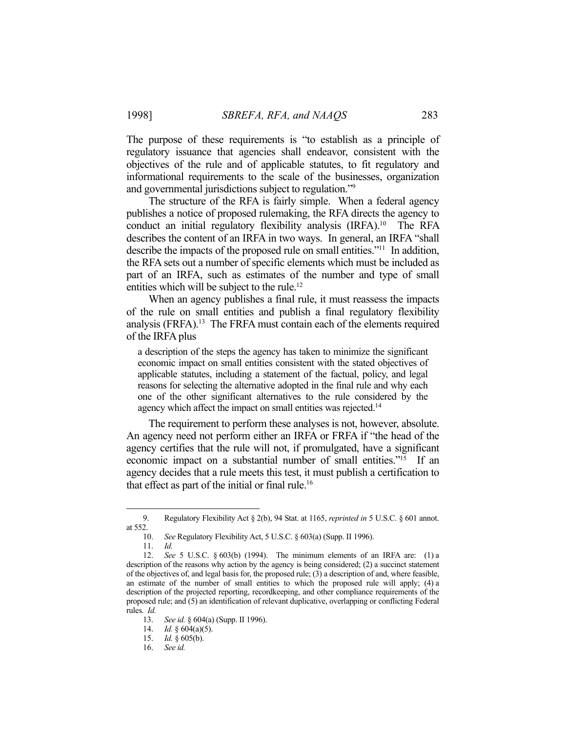The purpose of these requirements is "to establish as a principle of regulatory issuance that agencies shall endeavor, consistent with the objectives of the rule and of applicable statutes, to fit regulatory and informational requirements to the scale of the businesses, organization and governmental jurisdictions subject to regulation."[9]

The structure of the RFA is fairly simple. When a federal agency publishes a notice of proposed rulemaking, the RFA directs the agency to conduct an initial regulatory flexibility analysis (IRFA).[10] The RFA describes the content of an IRFA in two ways. In general, an IRFA "shall describe the impacts of the proposed rule on small entities."[11] In addition, the RFA sets out a number of specific elements which must be included as part of an IRFA, such as estimates of the number and type of small entities which will be subject to the rule.[12]

When an agency publishes a final rule, it must reassess the impacts of the rule on small entities and publish a final regulatory flexibility analysis (FRFA).[13] The FRFA must contain each of the elements required of the IRFA plus

> a description of the steps the agency has taken to minimize the significant economic impact on small entities consistent with the stated objectives of applicable statutes, including a statement of the factual, policy, and legal reasons for selecting the alternative adopted in the final rule and why each one of the other significant alternatives to the rule considered by the agency which affect the impact on small entities was rejected.[14]

The requirement to perform these analyses is not, however, absolute. An agency need not perform either an IRFA or FRFA if "the head of the agency certifies that the rule will not, if promulgated, have a significant economic impact on a substantial number of small entities."[15] If an agency decides that a rule meets this test, it must publish a certification to that effect as part of the initial or final rule.[16]

---

9. Regulatory Flexibility Act § 2(b), 94 Stat. at 1165, *reprinted in* 5 U.S.C. § 601 annot. at 552.

10. *See* Regulatory Flexibility Act, 5 U.S.C. § 603(a) (Supp. II 1996).

11. *Id.*

12. *See* 5 U.S.C. § 603(b) (1994). The minimum elements of an IRFA are: (1) a description of the reasons why action by the agency is being considered; (2) a succinct statement of the objectives of, and legal basis for, the proposed rule; (3) a description of and, where feasible, an estimate of the number of small entities to which the proposed rule will apply; (4) a description of the projected reporting, recordkeeping, and other compliance requirements of the proposed rule; and (5) an identification of relevant duplicative, overlapping or conflicting Federal rules. *Id.*

13. *See id.* § 604(a) (Supp. II 1996).

14. *Id.* § 604(a)(5).

15. *Id.* § 605(b).

16. *See id.*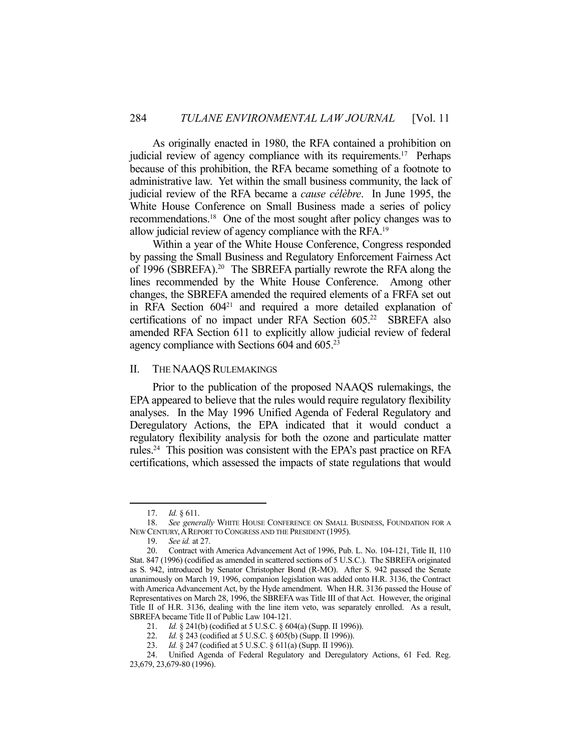As originally enacted in 1980, the RFA contained a prohibition on judicial review of agency compliance with its requirements.[17] Perhaps because of this prohibition, the RFA became something of a footnote to administrative law. Yet within the small business community, the lack of judicial review of the RFA became a *cause célèbre*. In June 1995, the White House Conference on Small Business made a series of policy recommendations.[18] One of the most sought after policy changes was to allow judicial review of agency compliance with the RFA.[19]

Within a year of the White House Conference, Congress responded by passing the Small Business and Regulatory Enforcement Fairness Act of 1996 (SBREFA).[20] The SBREFA partially rewrote the RFA along the lines recommended by the White House Conference. Among other changes, the SBREFA amended the required elements of a FRFA set out in RFA Section 604[21] and required a more detailed explanation of certifications of no impact under RFA Section 605.[22] SBREFA also amended RFA Section 611 to explicitly allow judicial review of federal agency compliance with Sections 604 and 605.[23]

## II. THE NAAQS RULEMAKINGS

Prior to the publication of the proposed NAAQS rulemakings, the EPA appeared to believe that the rules would require regulatory flexibility analyses. In the May 1996 Unified Agenda of Federal Regulatory and Deregulatory Actions, the EPA indicated that it would conduct a regulatory flexibility analysis for both the ozone and particulate matter rules.[24] This position was consistent with the EPA's past practice on RFA certifications, which assessed the impacts of state regulations that would

---

17. *Id.* § 611.

18. *See generally* WHITE HOUSE CONFERENCE ON SMALL BUSINESS, FOUNDATION FOR A NEW CENTURY, A REPORT TO CONGRESS AND THE PRESIDENT (1995).

19. *See id.* at 27.

20. Contract with America Advancement Act of 1996, Pub. L. No. 104-121, Title II, 110 Stat. 847 (1996) (codified as amended in scattered sections of 5 U.S.C.). The SBREFA originated as S. 942, introduced by Senator Christopher Bond (R-MO). After S. 942 passed the Senate unanimously on March 19, 1996, companion legislation was added onto H.R. 3136, the Contract with America Advancement Act, by the Hyde amendment. When H.R. 3136 passed the House of Representatives on March 28, 1996, the SBREFA was Title III of that Act. However, the original Title II of H.R. 3136, dealing with the line item veto, was separately enrolled. As a result, SBREFA became Title II of Public Law 104-121.

21. *Id.* § 241(b) (codified at 5 U.S.C. § 604(a) (Supp. II 1996)).

22. *Id.* § 243 (codified at 5 U.S.C. § 605(b) (Supp. II 1996)).

23. *Id.* § 247 (codified at 5 U.S.C. § 611(a) (Supp. II 1996)).

24. Unified Agenda of Federal Regulatory and Deregulatory Actions, 61 Fed. Reg. 23,679, 23,679-80 (1996).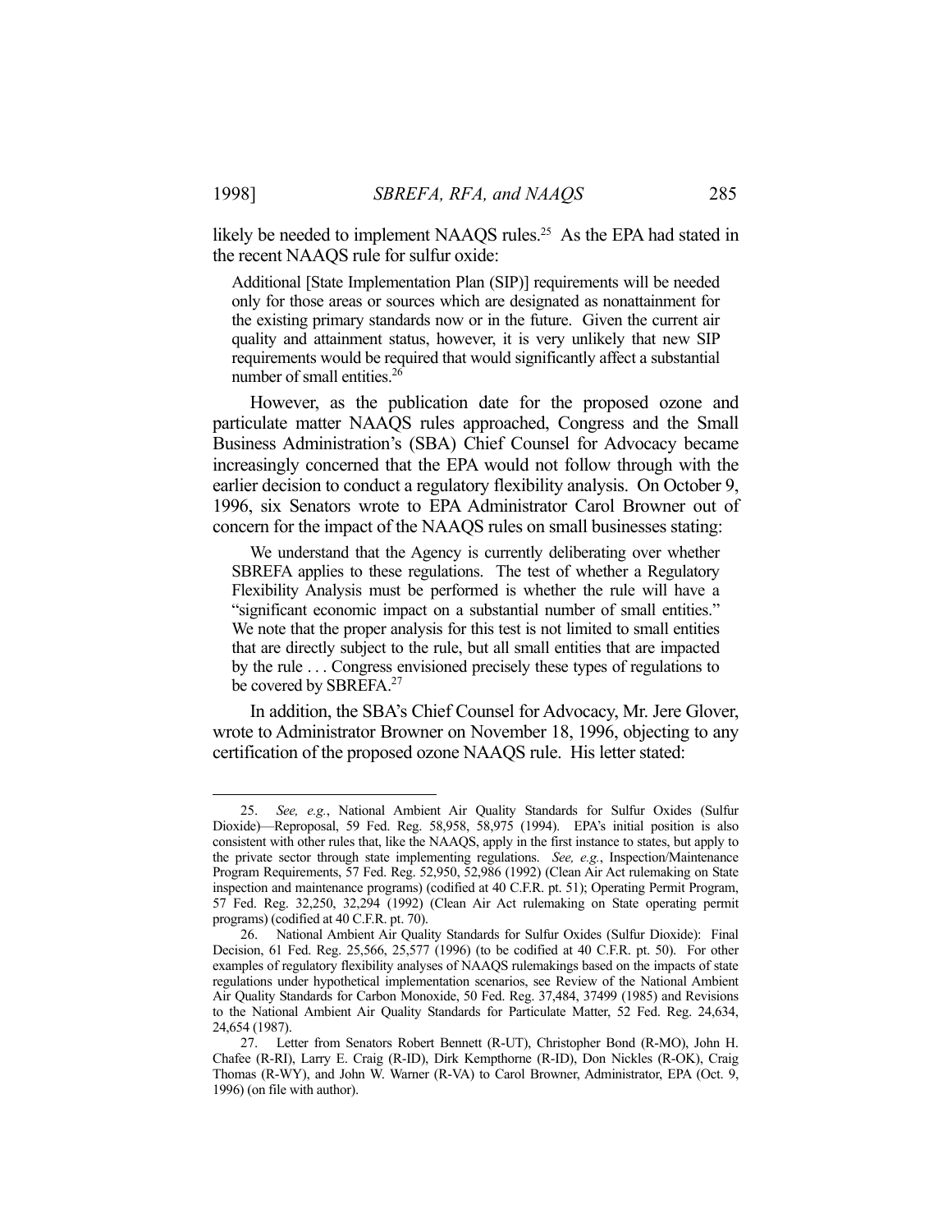likely be needed to implement NAAQS rules.[25] As the EPA had stated in the recent NAAQS rule for sulfur oxide:

> Additional [State Implementation Plan (SIP)] requirements will be needed only for those areas or sources which are designated as nonattainment for the existing primary standards now or in the future. Given the current air quality and attainment status, however, it is very unlikely that new SIP requirements would be required that would significantly affect a substantial number of small entities.[26]

However, as the publication date for the proposed ozone and particulate matter NAAQS rules approached, Congress and the Small Business Administration's (SBA) Chief Counsel for Advocacy became increasingly concerned that the EPA would not follow through with the earlier decision to conduct a regulatory flexibility analysis. On October 9, 1996, six Senators wrote to EPA Administrator Carol Browner out of concern for the impact of the NAAQS rules on small businesses stating:

> We understand that the Agency is currently deliberating over whether SBREFA applies to these regulations. The test of whether a Regulatory Flexibility Analysis must be performed is whether the rule will have a "significant economic impact on a substantial number of small entities." We note that the proper analysis for this test is not limited to small entities that are directly subject to the rule, but all small entities that are impacted by the rule . . . Congress envisioned precisely these types of regulations to be covered by SBREFA.[27]

In addition, the SBA's Chief Counsel for Advocacy, Mr. Jere Glover, wrote to Administrator Browner on November 18, 1996, objecting to any certification of the proposed ozone NAAQS rule. His letter stated:

---

25. *See, e.g.*, National Ambient Air Quality Standards for Sulfur Oxides (Sulfur Dioxide)—Reproposal, 59 Fed. Reg. 58,958, 58,975 (1994). EPA's initial position is also consistent with other rules that, like the NAAQS, apply in the first instance to states, but apply to the private sector through state implementing regulations. *See, e.g.*, Inspection/Maintenance Program Requirements, 57 Fed. Reg. 52,950, 52,986 (1992) (Clean Air Act rulemaking on State inspection and maintenance programs) (codified at 40 C.F.R. pt. 51); Operating Permit Program, 57 Fed. Reg. 32,250, 32,294 (1992) (Clean Air Act rulemaking on State operating permit programs) (codified at 40 C.F.R. pt. 70).

26. National Ambient Air Quality Standards for Sulfur Oxides (Sulfur Dioxide): Final Decision, 61 Fed. Reg. 25,566, 25,577 (1996) (to be codified at 40 C.F.R. pt. 50). For other examples of regulatory flexibility analyses of NAAQS rulemakings based on the impacts of state regulations under hypothetical implementation scenarios, see Review of the National Ambient Air Quality Standards for Carbon Monoxide, 50 Fed. Reg. 37,484, 37499 (1985) and Revisions to the National Ambient Air Quality Standards for Particulate Matter, 52 Fed. Reg. 24,634, 24,654 (1987).

27. Letter from Senators Robert Bennett (R-UT), Christopher Bond (R-MO), John H. Chafee (R-RI), Larry E. Craig (R-ID), Dirk Kempthorne (R-ID), Don Nickles (R-OK), Craig Thomas (R-WY), and John W. Warner (R-VA) to Carol Browner, Administrator, EPA (Oct. 9, 1996) (on file with author).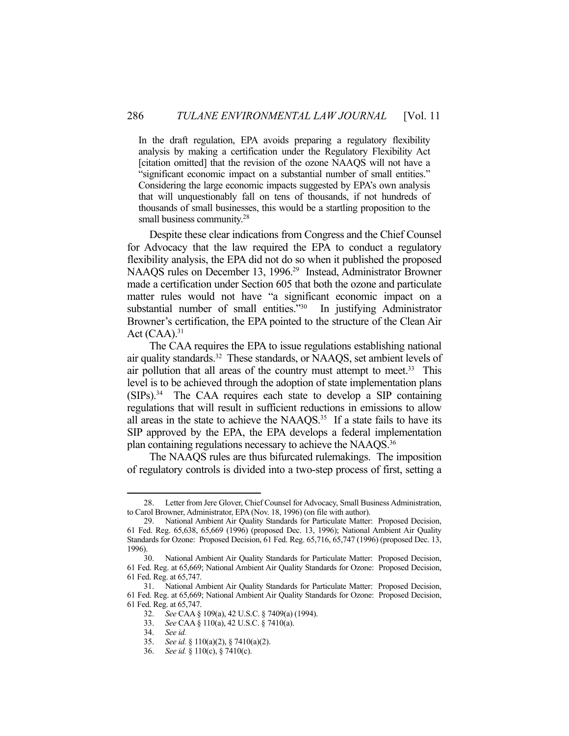> In the draft regulation, EPA avoids preparing a regulatory flexibility analysis by making a certification under the Regulatory Flexibility Act [citation omitted] that the revision of the ozone NAAQS will not have a "significant economic impact on a substantial number of small entities." Considering the large economic impacts suggested by EPA's own analysis that will unquestionably fall on tens of thousands, if not hundreds of thousands of small businesses, this would be a startling proposition to the small business community.[28]

Despite these clear indications from Congress and the Chief Counsel for Advocacy that the law required the EPA to conduct a regulatory flexibility analysis, the EPA did not do so when it published the proposed NAAQS rules on December 13, 1996.[29] Instead, Administrator Browner made a certification under Section 605 that both the ozone and particulate matter rules would not have "a significant economic impact on a substantial number of small entities."[30] In justifying Administrator Browner's certification, the EPA pointed to the structure of the Clean Air Act (CAA).[31]

The CAA requires the EPA to issue regulations establishing national air quality standards.[32] These standards, or NAAQS, set ambient levels of air pollution that all areas of the country must attempt to meet.[33] This level is to be achieved through the adoption of state implementation plans (SIPs).[34] The CAA requires each state to develop a SIP containing regulations that will result in sufficient reductions in emissions to allow all areas in the state to achieve the NAAQS.[35] If a state fails to have its SIP approved by the EPA, the EPA develops a federal implementation plan containing regulations necessary to achieve the NAAQS.[36]

The NAAQS rules are thus bifurcated rulemakings. The imposition of regulatory controls is divided into a two-step process of first, setting a

---

28. Letter from Jere Glover, Chief Counsel for Advocacy, Small Business Administration, to Carol Browner, Administrator, EPA (Nov. 18, 1996) (on file with author).

29. National Ambient Air Quality Standards for Particulate Matter: Proposed Decision, 61 Fed. Reg. 65,638, 65,669 (1996) (proposed Dec. 13, 1996); National Ambient Air Quality Standards for Ozone: Proposed Decision, 61 Fed. Reg. 65,716, 65,747 (1996) (proposed Dec. 13, 1996).

30. National Ambient Air Quality Standards for Particulate Matter: Proposed Decision, 61 Fed. Reg. at 65,669; National Ambient Air Quality Standards for Ozone: Proposed Decision, 61 Fed. Reg. at 65,747.

31. National Ambient Air Quality Standards for Particulate Matter: Proposed Decision, 61 Fed. Reg. at 65,669; National Ambient Air Quality Standards for Ozone: Proposed Decision, 61 Fed. Reg. at 65,747.

32. *See* CAA § 109(a), 42 U.S.C. § 7409(a) (1994).

33. *See* CAA § 110(a), 42 U.S.C. § 7410(a).

34. *See id.*

35. *See id.* § 110(a)(2), § 7410(a)(2).

36. *See id.* § 110(c), § 7410(c).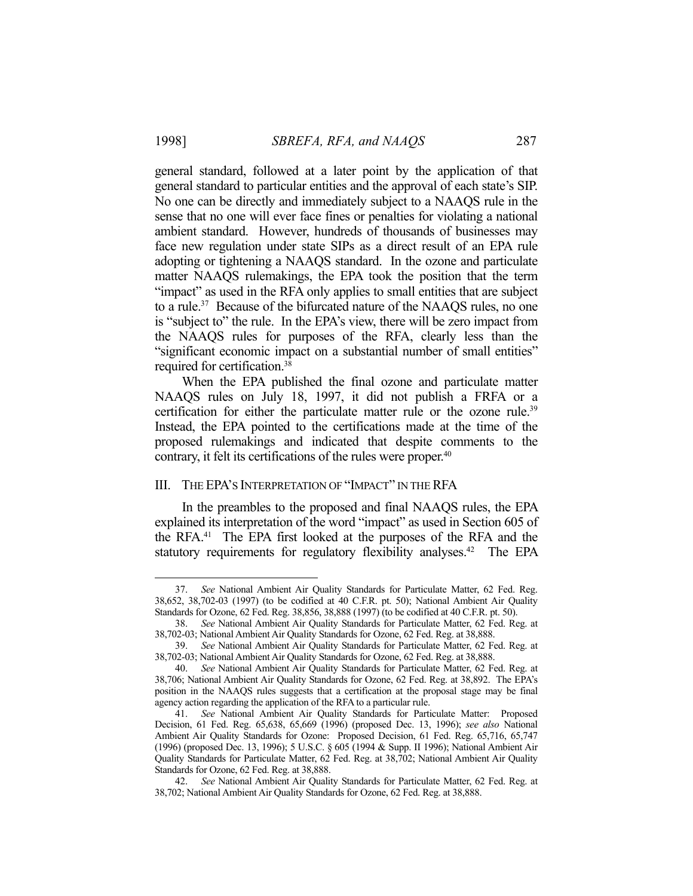general standard, followed at a later point by the application of that general standard to particular entities and the approval of each state's SIP. No one can be directly and immediately subject to a NAAQS rule in the sense that no one will ever face fines or penalties for violating a national ambient standard. However, hundreds of thousands of businesses may face new regulation under state SIPs as a direct result of an EPA rule adopting or tightening a NAAQS standard. In the ozone and particulate matter NAAQS rulemakings, the EPA took the position that the term "impact" as used in the RFA only applies to small entities that are subject to a rule.[37] Because of the bifurcated nature of the NAAQS rules, no one is "subject to" the rule. In the EPA's view, there will be zero impact from the NAAQS rules for purposes of the RFA, clearly less than the "significant economic impact on a substantial number of small entities" required for certification.[38]

When the EPA published the final ozone and particulate matter NAAQS rules on July 18, 1997, it did not publish a FRFA or a certification for either the particulate matter rule or the ozone rule.[39] Instead, the EPA pointed to the certifications made at the time of the proposed rulemakings and indicated that despite comments to the contrary, it felt its certifications of the rules were proper.[40]

## III. THE EPA'S INTERPRETATION OF "IMPACT" IN THE RFA

In the preambles to the proposed and final NAAQS rules, the EPA explained its interpretation of the word "impact" as used in Section 605 of the RFA.[41] The EPA first looked at the purposes of the RFA and the statutory requirements for regulatory flexibility analyses.[42] The EPA

---

37. *See* National Ambient Air Quality Standards for Particulate Matter, 62 Fed. Reg. 38,652, 38,702-03 (1997) (to be codified at 40 C.F.R. pt. 50); National Ambient Air Quality Standards for Ozone, 62 Fed. Reg. 38,856, 38,888 (1997) (to be codified at 40 C.F.R. pt. 50).

38. *See* National Ambient Air Quality Standards for Particulate Matter, 62 Fed. Reg. at 38,702-03; National Ambient Air Quality Standards for Ozone, 62 Fed. Reg. at 38,888.

39. *See* National Ambient Air Quality Standards for Particulate Matter, 62 Fed. Reg. at 38,702-03; National Ambient Air Quality Standards for Ozone, 62 Fed. Reg. at 38,888.

40. *See* National Ambient Air Quality Standards for Particulate Matter, 62 Fed. Reg. at 38,706; National Ambient Air Quality Standards for Ozone, 62 Fed. Reg. at 38,892. The EPA's position in the NAAQS rules suggests that a certification at the proposal stage may be final agency action regarding the application of the RFA to a particular rule.

41. *See* National Ambient Air Quality Standards for Particulate Matter: Proposed Decision, 61 Fed. Reg. 65,638, 65,669 (1996) (proposed Dec. 13, 1996); *see also* National Ambient Air Quality Standards for Ozone: Proposed Decision, 61 Fed. Reg. 65,716, 65,747 (1996) (proposed Dec. 13, 1996); 5 U.S.C. § 605 (1994 & Supp. II 1996); National Ambient Air Quality Standards for Particulate Matter, 62 Fed. Reg. at 38,702; National Ambient Air Quality Standards for Ozone, 62 Fed. Reg. at 38,888.

42. *See* National Ambient Air Quality Standards for Particulate Matter, 62 Fed. Reg. at 38,702; National Ambient Air Quality Standards for Ozone, 62 Fed. Reg. at 38,888.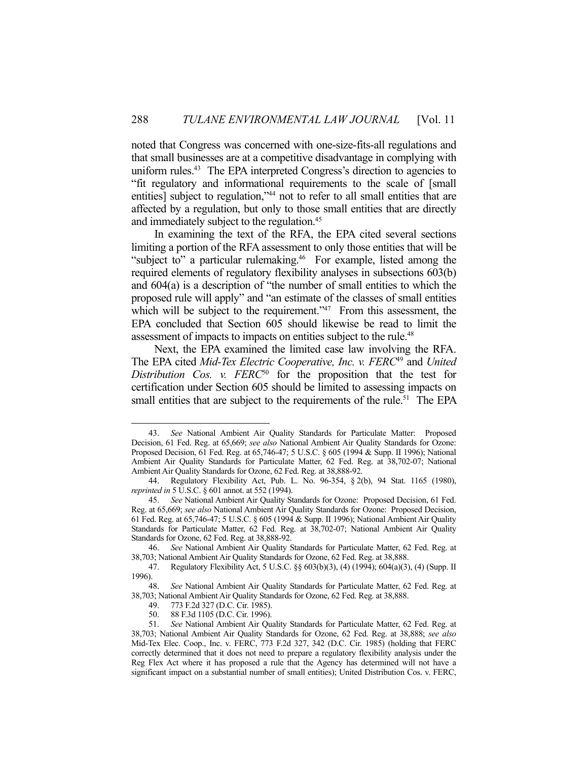noted that Congress was concerned with one-size-fits-all regulations and that small businesses are at a competitive disadvantage in complying with uniform rules.[43] The EPA interpreted Congress's direction to agencies to "fit regulatory and informational requirements to the scale of [small entities] subject to regulation,"[44] not to refer to all small entities that are affected by a regulation, but only to those small entities that are directly and immediately subject to the regulation.[45]

In examining the text of the RFA, the EPA cited several sections limiting a portion of the RFA assessment to only those entities that will be "subject to" a particular rulemaking.[46] For example, listed among the required elements of regulatory flexibility analyses in subsections 603(b) and 604(a) is a description of "the number of small entities to which the proposed rule will apply" and "an estimate of the classes of small entities which will be subject to the requirement."[47] From this assessment, the EPA concluded that Section 605 should likewise be read to limit the assessment of impacts to impacts on entities subject to the rule.[48]

Next, the EPA examined the limited case law involving the RFA. The EPA cited *Mid-Tex Electric Cooperative, Inc. v. FERC*[49] and *United Distribution Cos. v. FERC*[50] for the proposition that the test for certification under Section 605 should be limited to assessing impacts on small entities that are subject to the requirements of the rule.[51] The EPA

---

43. *See* National Ambient Air Quality Standards for Particulate Matter: Proposed Decision, 61 Fed. Reg. at 65,669; *see also* National Ambient Air Quality Standards for Ozone: Proposed Decision, 61 Fed. Reg. at 65,746-47; 5 U.S.C. § 605 (1994 & Supp. II 1996); National Ambient Air Quality Standards for Particulate Matter, 62 Fed. Reg. at 38,702-07; National Ambient Air Quality Standards for Ozone, 62 Fed. Reg. at 38,888-92.

44. Regulatory Flexibility Act, Pub. L. No. 96-354, § 2(b), 94 Stat. 1165 (1980), *reprinted in* 5 U.S.C. § 601 annot. at 552 (1994).

45. *See* National Ambient Air Quality Standards for Ozone: Proposed Decision, 61 Fed. Reg. at 65,669; *see also* National Ambient Air Quality Standards for Ozone: Proposed Decision, 61 Fed. Reg. at 65,746-47; 5 U.S.C. § 605 (1994 & Supp. II 1996); National Ambient Air Quality Standards for Particulate Matter, 62 Fed. Reg. at 38,702-07; National Ambient Air Quality Standards for Ozone, 62 Fed. Reg. at 38,888-92.

46. *See* National Ambient Air Quality Standards for Particulate Matter, 62 Fed. Reg. at 38,703; National Ambient Air Quality Standards for Ozone, 62 Fed. Reg. at 38,888.

47. Regulatory Flexibility Act, 5 U.S.C. §§ 603(b)(3), (4) (1994); 604(a)(3), (4) (Supp. II 1996).

48. *See* National Ambient Air Quality Standards for Particulate Matter, 62 Fed. Reg. at 38,703; National Ambient Air Quality Standards for Ozone, 62 Fed. Reg. at 38,888.

49. 773 F.2d 327 (D.C. Cir. 1985).

50. 88 F.3d 1105 (D.C. Cir. 1996).

51. *See* National Ambient Air Quality Standards for Particulate Matter, 62 Fed. Reg. at 38,703; National Ambient Air Quality Standards for Ozone, 62 Fed. Reg. at 38,888; *see also* Mid-Tex Elec. Coop., Inc. v. FERC, 773 F.2d 327, 342 (D.C. Cir. 1985) (holding that FERC correctly determined that it does not need to prepare a regulatory flexibility analysis under the Reg Flex Act where it has proposed a rule that the Agency has determined will not have a significant impact on a substantial number of small entities); United Distribution Cos. v. FERC,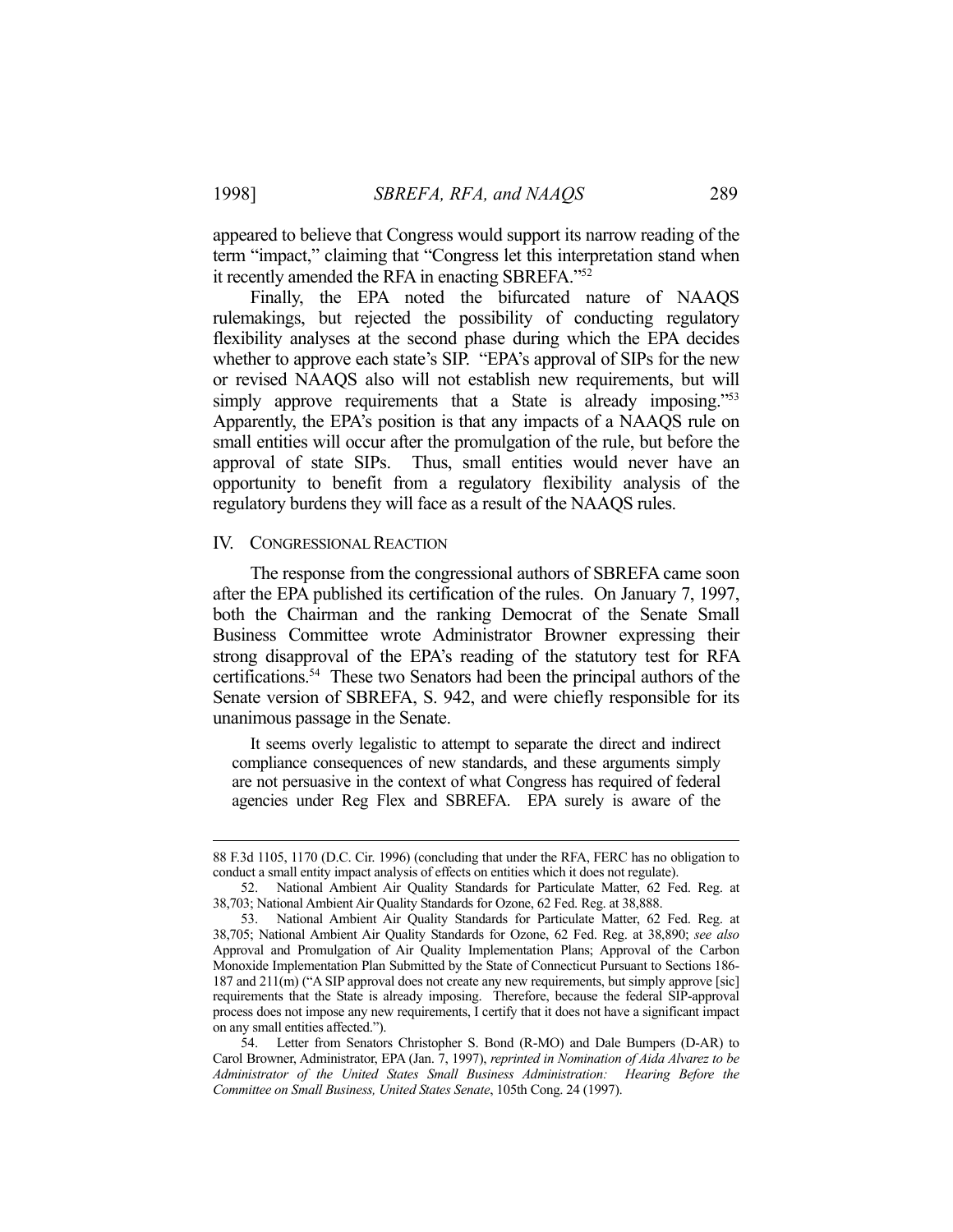appeared to believe that Congress would support its narrow reading of the term "impact," claiming that "Congress let this interpretation stand when it recently amended the RFA in enacting SBREFA."[52]

Finally, the EPA noted the bifurcated nature of NAAQS rulemakings, but rejected the possibility of conducting regulatory flexibility analyses at the second phase during which the EPA decides whether to approve each state's SIP. "EPA's approval of SIPs for the new or revised NAAQS also will not establish new requirements, but will simply approve requirements that a State is already imposing."[53] Apparently, the EPA's position is that any impacts of a NAAQS rule on small entities will occur after the promulgation of the rule, but before the approval of state SIPs. Thus, small entities would never have an opportunity to benefit from a regulatory flexibility analysis of the regulatory burdens they will face as a result of the NAAQS rules.

## IV. CONGRESSIONAL REACTION

The response from the congressional authors of SBREFA came soon after the EPA published its certification of the rules. On January 7, 1997, both the Chairman and the ranking Democrat of the Senate Small Business Committee wrote Administrator Browner expressing their strong disapproval of the EPA's reading of the statutory test for RFA certifications.[54] These two Senators had been the principal authors of the Senate version of SBREFA, S. 942, and were chiefly responsible for its unanimous passage in the Senate.

> It seems overly legalistic to attempt to separate the direct and indirect compliance consequences of new standards, and these arguments simply are not persuasive in the context of what Congress has required of federal agencies under Reg Flex and SBREFA. EPA surely is aware of the

---

88 F.3d 1105, 1170 (D.C. Cir. 1996) (concluding that under the RFA, FERC has no obligation to conduct a small entity impact analysis of effects on entities which it does not regulate).

52. National Ambient Air Quality Standards for Particulate Matter, 62 Fed. Reg. at 38,703; National Ambient Air Quality Standards for Ozone, 62 Fed. Reg. at 38,888.

53. National Ambient Air Quality Standards for Particulate Matter, 62 Fed. Reg. at 38,705; National Ambient Air Quality Standards for Ozone, 62 Fed. Reg. at 38,890; *see also* Approval and Promulgation of Air Quality Implementation Plans; Approval of the Carbon Monoxide Implementation Plan Submitted by the State of Connecticut Pursuant to Sections 186-187 and 211(m) ("A SIP approval does not create any new requirements, but simply approve [sic] requirements that the State is already imposing. Therefore, because the federal SIP-approval process does not impose any new requirements, I certify that it does not have a significant impact on any small entities affected.").

54. Letter from Senators Christopher S. Bond (R-MO) and Dale Bumpers (D-AR) to Carol Browner, Administrator, EPA (Jan. 7, 1997), *reprinted in Nomination of Aida Alvarez to be Administrator of the United States Small Business Administration: Hearing Before the Committee on Small Business, United States Senate*, 105th Cong. 24 (1997).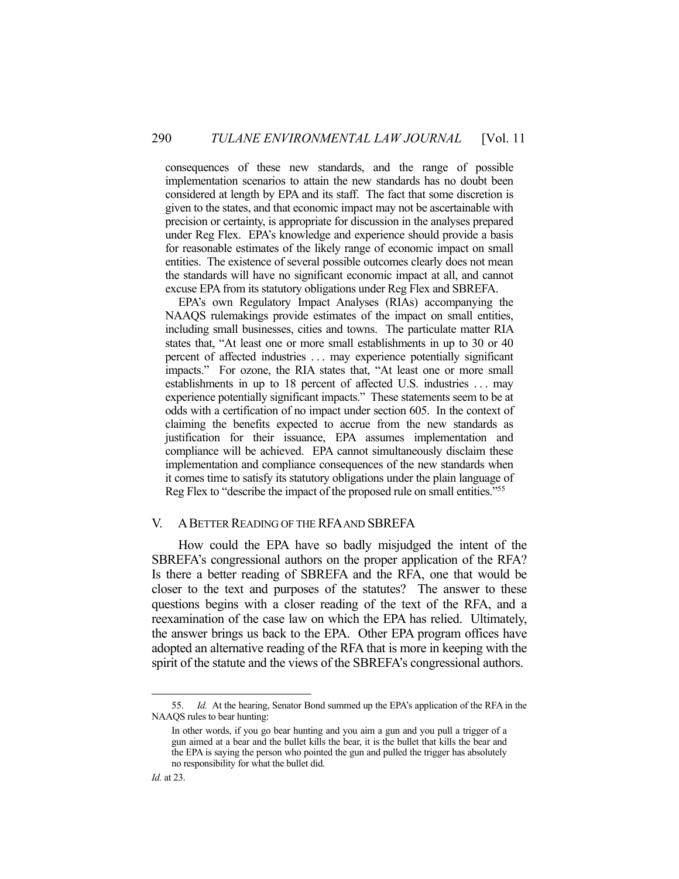consequences of these new standards, and the range of possible implementation scenarios to attain the new standards has no doubt been considered at length by EPA and its staff. The fact that some discretion is given to the states, and that economic impact may not be ascertainable with precision or certainty, is appropriate for discussion in the analyses prepared under Reg Flex. EPA's knowledge and experience should provide a basis for reasonable estimates of the likely range of economic impact on small entities. The existence of several possible outcomes clearly does not mean the standards will have no significant economic impact at all, and cannot excuse EPA from its statutory obligations under Reg Flex and SBREFA.

EPA's own Regulatory Impact Analyses (RIAs) accompanying the NAAQS rulemakings provide estimates of the impact on small entities, including small businesses, cities and towns. The particulate matter RIA states that, "At least one or more small establishments in up to 30 or 40 percent of affected industries . . . may experience potentially significant impacts." For ozone, the RIA states that, "At least one or more small establishments in up to 18 percent of affected U.S. industries . . . may experience potentially significant impacts." These statements seem to be at odds with a certification of no impact under section 605. In the context of claiming the benefits expected to accrue from the new standards as justification for their issuance, EPA assumes implementation and compliance will be achieved. EPA cannot simultaneously disclaim these implementation and compliance consequences of the new standards when it comes time to satisfy its statutory obligations under the plain language of Reg Flex to "describe the impact of the proposed rule on small entities."[55]

## V. A Better Reading of the RFA and SBREFA

How could the EPA have so badly misjudged the intent of the SBREFA's congressional authors on the proper application of the RFA? Is there a better reading of SBREFA and the RFA, one that would be closer to the text and purposes of the statutes? The answer to these questions begins with a closer reading of the text of the RFA, and a reexamination of the case law on which the EPA has relied. Ultimately, the answer brings us back to the EPA. Other EPA program offices have adopted an alternative reading of the RFA that is more in keeping with the spirit of the statute and the views of the SBREFA's congressional authors.

---

55. *Id.* At the hearing, Senator Bond summed up the EPA's application of the RFA in the NAAQS rules to bear hunting:

> In other words, if you go bear hunting and you aim a gun and you pull a trigger of a gun aimed at a bear and the bullet kills the bear, it is the bullet that kills the bear and the EPA is saying the person who pointed the gun and pulled the trigger has absolutely no responsibility for what the bullet did.

*Id.* at 23.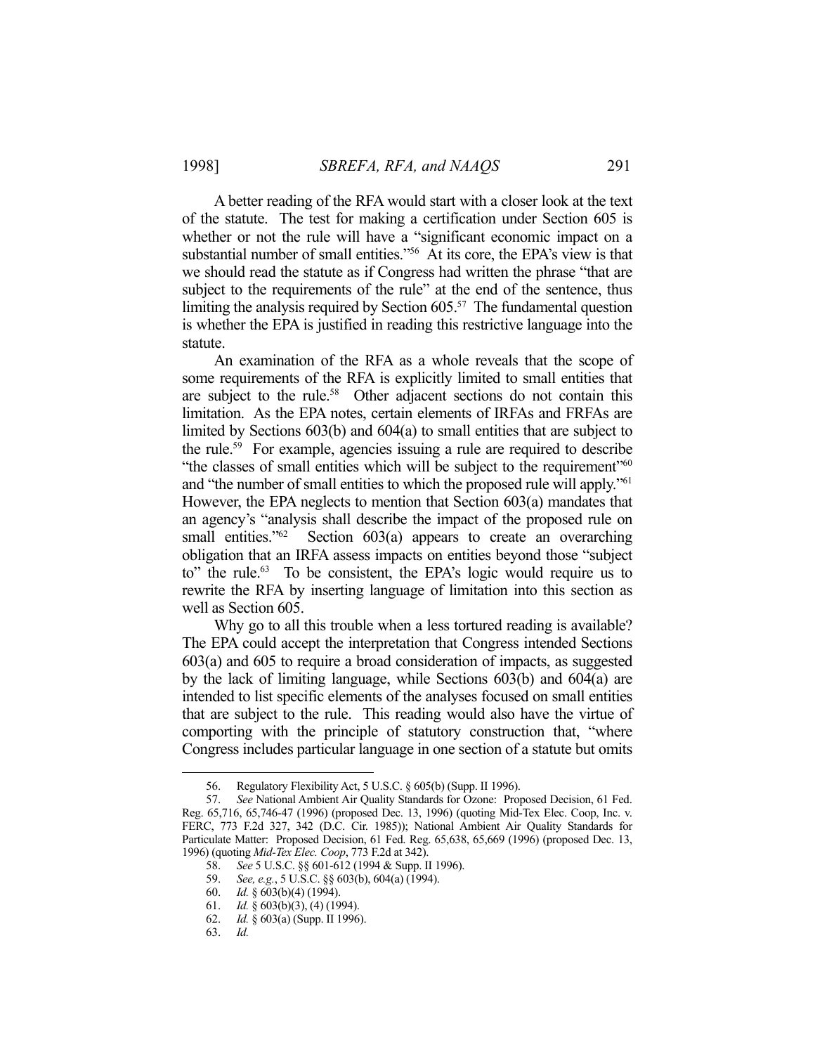A better reading of the RFA would start with a closer look at the text of the statute. The test for making a certification under Section 605 is whether or not the rule will have a "significant economic impact on a substantial number of small entities."[56] At its core, the EPA's view is that we should read the statute as if Congress had written the phrase "that are subject to the requirements of the rule" at the end of the sentence, thus limiting the analysis required by Section 605.[57] The fundamental question is whether the EPA is justified in reading this restrictive language into the statute.

An examination of the RFA as a whole reveals that the scope of some requirements of the RFA is explicitly limited to small entities that are subject to the rule.[58] Other adjacent sections do not contain this limitation. As the EPA notes, certain elements of IRFAs and FRFAs are limited by Sections 603(b) and 604(a) to small entities that are subject to the rule.[59] For example, agencies issuing a rule are required to describe "the classes of small entities which will be subject to the requirement"[60] and "the number of small entities to which the proposed rule will apply."[61] However, the EPA neglects to mention that Section 603(a) mandates that an agency's "analysis shall describe the impact of the proposed rule on small entities."[62] Section 603(a) appears to create an overarching obligation that an IRFA assess impacts on entities beyond those "subject to" the rule.[63] To be consistent, the EPA's logic would require us to rewrite the RFA by inserting language of limitation into this section as well as Section 605.

Why go to all this trouble when a less tortured reading is available? The EPA could accept the interpretation that Congress intended Sections 603(a) and 605 to require a broad consideration of impacts, as suggested by the lack of limiting language, while Sections 603(b) and 604(a) are intended to list specific elements of the analyses focused on small entities that are subject to the rule. This reading would also have the virtue of comporting with the principle of statutory construction that, "where Congress includes particular language in one section of a statute but omits

---

56. Regulatory Flexibility Act, 5 U.S.C. § 605(b) (Supp. II 1996).

57. *See* National Ambient Air Quality Standards for Ozone: Proposed Decision, 61 Fed. Reg. 65,716, 65,746-47 (1996) (proposed Dec. 13, 1996) (quoting Mid-Tex Elec. Coop, Inc. v. FERC, 773 F.2d 327, 342 (D.C. Cir. 1985)); National Ambient Air Quality Standards for Particulate Matter: Proposed Decision, 61 Fed. Reg. 65,638, 65,669 (1996) (proposed Dec. 13, 1996) (quoting *Mid-Tex Elec. Coop*, 773 F.2d at 342).

58. *See* 5 U.S.C. §§ 601-612 (1994 & Supp. II 1996).

59. *See, e.g.*, 5 U.S.C. §§ 603(b), 604(a) (1994).

60. *Id.* § 603(b)(4) (1994).

61. *Id.* § 603(b)(3), (4) (1994).

62. *Id.* § 603(a) (Supp. II 1996).

63. *Id.*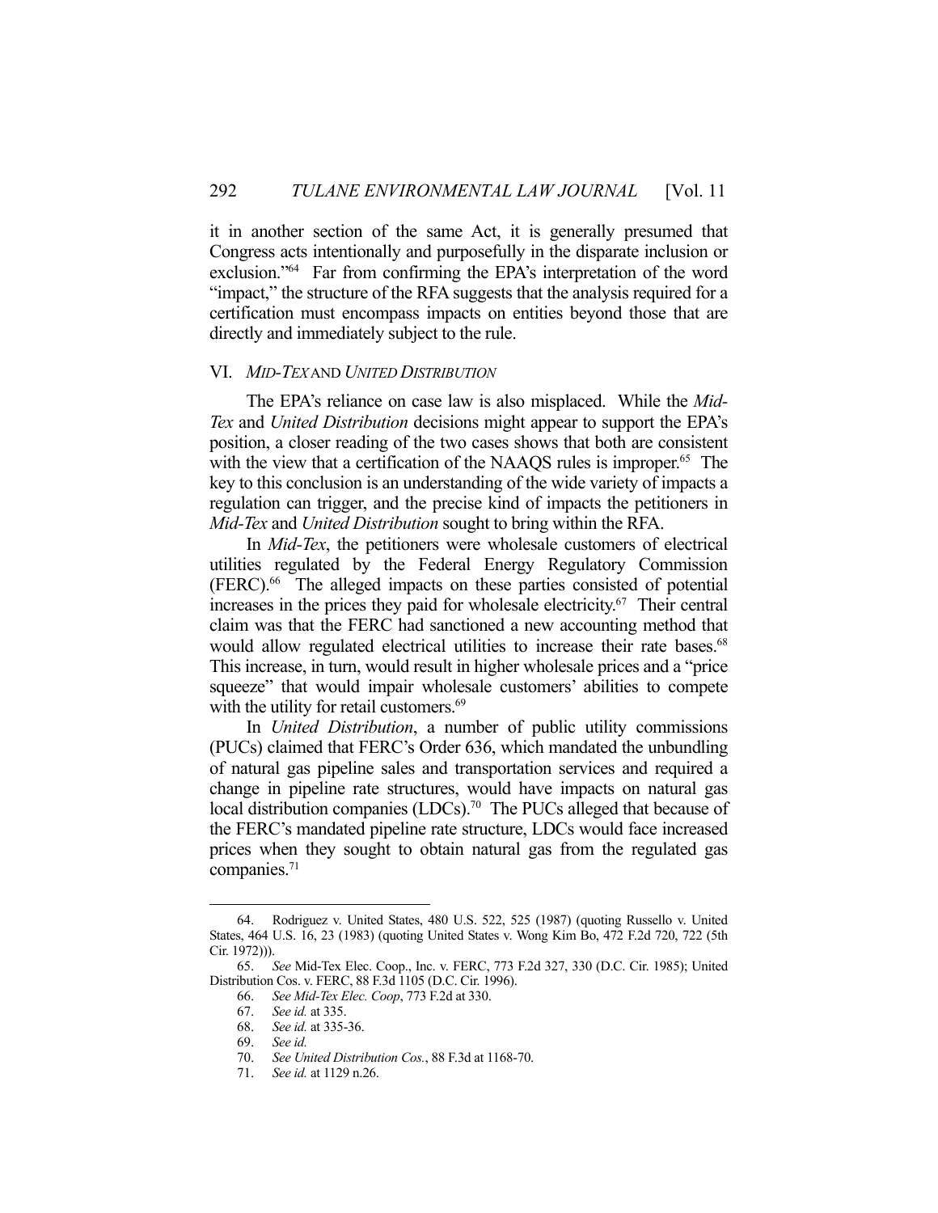it in another section of the same Act, it is generally presumed that Congress acts intentionally and purposefully in the disparate inclusion or exclusion."[64] Far from confirming the EPA's interpretation of the word "impact," the structure of the RFA suggests that the analysis required for a certification must encompass impacts on entities beyond those that are directly and immediately subject to the rule.

## VI. *MID-TEX* AND *UNITED DISTRIBUTION*

The EPA's reliance on case law is also misplaced. While the *Mid-Tex* and *United Distribution* decisions might appear to support the EPA's position, a closer reading of the two cases shows that both are consistent with the view that a certification of the NAAQS rules is improper.[65] The key to this conclusion is an understanding of the wide variety of impacts a regulation can trigger, and the precise kind of impacts the petitioners in *Mid-Tex* and *United Distribution* sought to bring within the RFA.

In *Mid-Tex*, the petitioners were wholesale customers of electrical utilities regulated by the Federal Energy Regulatory Commission (FERC).[66] The alleged impacts on these parties consisted of potential increases in the prices they paid for wholesale electricity.[67] Their central claim was that the FERC had sanctioned a new accounting method that would allow regulated electrical utilities to increase their rate bases.[68] This increase, in turn, would result in higher wholesale prices and a "price squeeze" that would impair wholesale customers' abilities to compete with the utility for retail customers.[69]

In *United Distribution*, a number of public utility commissions (PUCs) claimed that FERC's Order 636, which mandated the unbundling of natural gas pipeline sales and transportation services and required a change in pipeline rate structures, would have impacts on natural gas local distribution companies (LDCs).[70] The PUCs alleged that because of the FERC's mandated pipeline rate structure, LDCs would face increased prices when they sought to obtain natural gas from the regulated gas companies.[71]

---

64. Rodriguez v. United States, 480 U.S. 522, 525 (1987) (quoting Russello v. United States, 464 U.S. 16, 23 (1983) (quoting United States v. Wong Kim Bo, 472 F.2d 720, 722 (5th Cir. 1972))).

65. *See* Mid-Tex Elec. Coop., Inc. v. FERC, 773 F.2d 327, 330 (D.C. Cir. 1985); United Distribution Cos. v. FERC, 88 F.3d 1105 (D.C. Cir. 1996).

66. *See Mid-Tex Elec. Coop*, 773 F.2d at 330.

67. *See id.* at 335.

68. *See id.* at 335-36.

69. *See id.*

70. *See United Distribution Cos.*, 88 F.3d at 1168-70.

71. *See id.* at 1129 n.26.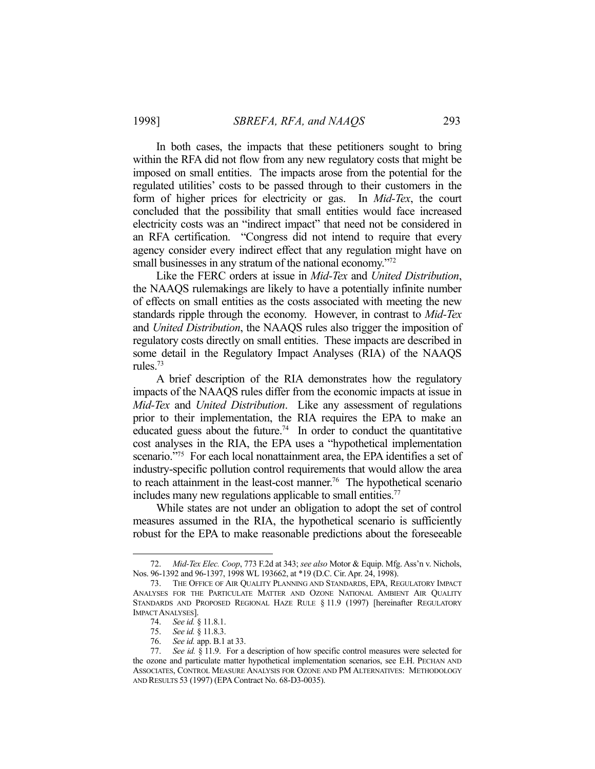In both cases, the impacts that these petitioners sought to bring within the RFA did not flow from any new regulatory costs that might be imposed on small entities. The impacts arose from the potential for the regulated utilities' costs to be passed through to their customers in the form of higher prices for electricity or gas. In *Mid-Tex*, the court concluded that the possibility that small entities would face increased electricity costs was an "indirect impact" that need not be considered in an RFA certification. "Congress did not intend to require that every agency consider every indirect effect that any regulation might have on small businesses in any stratum of the national economy."[72]

Like the FERC orders at issue in *Mid-Tex* and *United Distribution*, the NAAQS rulemakings are likely to have a potentially infinite number of effects on small entities as the costs associated with meeting the new standards ripple through the economy. However, in contrast to *Mid-Tex* and *United Distribution*, the NAAQS rules also trigger the imposition of regulatory costs directly on small entities. These impacts are described in some detail in the Regulatory Impact Analyses (RIA) of the NAAQS rules.[73]

A brief description of the RIA demonstrates how the regulatory impacts of the NAAQS rules differ from the economic impacts at issue in *Mid-Tex* and *United Distribution*. Like any assessment of regulations prior to their implementation, the RIA requires the EPA to make an educated guess about the future.[74] In order to conduct the quantitative cost analyses in the RIA, the EPA uses a "hypothetical implementation scenario."[75] For each local nonattainment area, the EPA identifies a set of industry-specific pollution control requirements that would allow the area to reach attainment in the least-cost manner.[76] The hypothetical scenario includes many new regulations applicable to small entities.[77]

While states are not under an obligation to adopt the set of control measures assumed in the RIA, the hypothetical scenario is sufficiently robust for the EPA to make reasonable predictions about the foreseeable

---

72. *Mid-Tex Elec. Coop*, 773 F.2d at 343; *see also* Motor & Equip. Mfg. Ass'n v. Nichols, Nos. 96-1392 and 96-1397, 1998 WL 193662, at *19 (D.C. Cir. Apr. 24, 1998).

73. THE OFFICE OF AIR QUALITY PLANNING AND STANDARDS, EPA, REGULATORY IMPACT ANALYSES FOR THE PARTICULATE MATTER AND OZONE NATIONAL AMBIENT AIR QUALITY STANDARDS AND PROPOSED REGIONAL HAZE RULE § 11.9 (1997) [hereinafter REGULATORY IMPACT ANALYSES].

74. *See id.* § 11.8.1.

75. *See id.* § 11.8.3.

76. *See id.* app. B.1 at 33.

77. *See id.* § 11.9. For a description of how specific control measures were selected for the ozone and particulate matter hypothetical implementation scenarios, see E.H. PECHAN AND ASSOCIATES, CONTROL MEASURE ANALYSIS FOR OZONE AND PM ALTERNATIVES: METHODOLOGY AND RESULTS 53 (1997) (EPA Contract No. 68-D3-0035).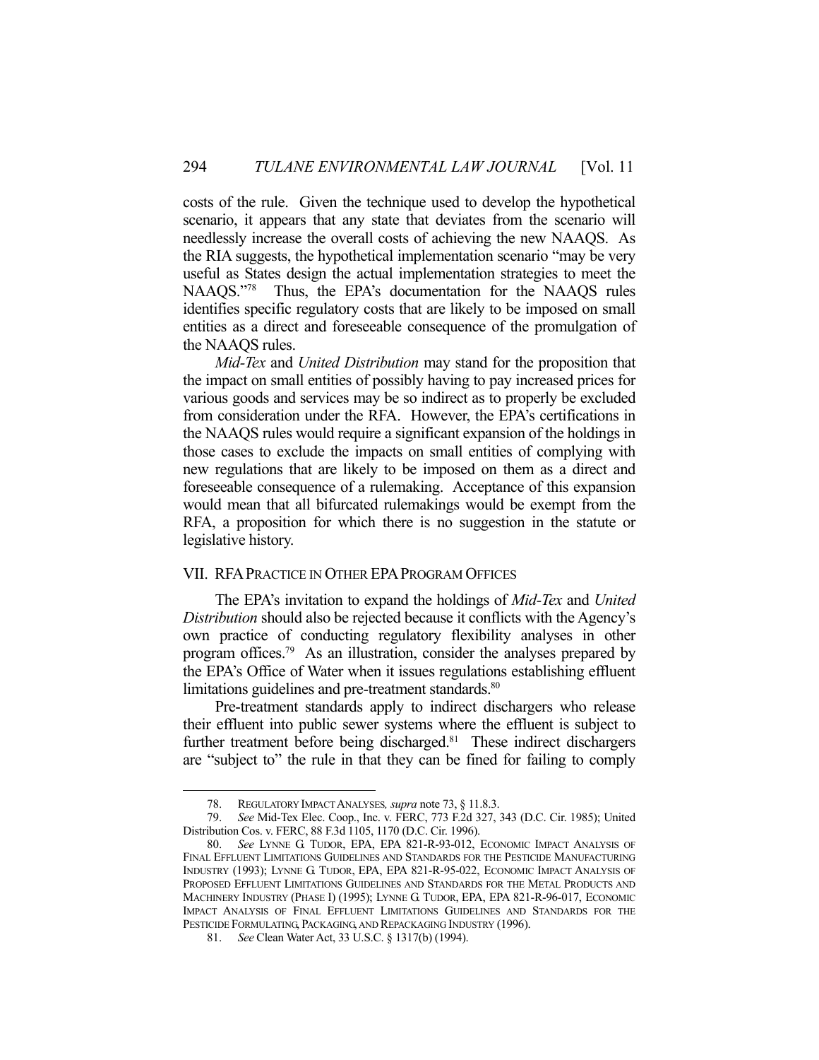costs of the rule. Given the technique used to develop the hypothetical scenario, it appears that any state that deviates from the scenario will needlessly increase the overall costs of achieving the new NAAQS. As the RIA suggests, the hypothetical implementation scenario "may be very useful as States design the actual implementation strategies to meet the NAAQS."[78] Thus, the EPA's documentation for the NAAQS rules identifies specific regulatory costs that are likely to be imposed on small entities as a direct and foreseeable consequence of the promulgation of the NAAQS rules.

*Mid-Tex* and *United Distribution* may stand for the proposition that the impact on small entities of possibly having to pay increased prices for various goods and services may be so indirect as to properly be excluded from consideration under the RFA. However, the EPA's certifications in the NAAQS rules would require a significant expansion of the holdings in those cases to exclude the impacts on small entities of complying with new regulations that are likely to be imposed on them as a direct and foreseeable consequence of a rulemaking. Acceptance of this expansion would mean that all bifurcated rulemakings would be exempt from the RFA, a proposition for which there is no suggestion in the statute or legislative history.

## VII. RFA PRACTICE IN OTHER EPA PROGRAM OFFICES

The EPA's invitation to expand the holdings of *Mid-Tex* and *United Distribution* should also be rejected because it conflicts with the Agency's own practice of conducting regulatory flexibility analyses in other program offices.[79] As an illustration, consider the analyses prepared by the EPA's Office of Water when it issues regulations establishing effluent limitations guidelines and pre-treatment standards.[80]

Pre-treatment standards apply to indirect dischargers who release their effluent into public sewer systems where the effluent is subject to further treatment before being discharged.[81] These indirect dischargers are "subject to" the rule in that they can be fined for failing to comply

---

78. REGULATORY IMPACT ANALYSES, *supra* note 73, § 11.8.3.

79. *See* Mid-Tex Elec. Coop., Inc. v. FERC, 773 F.2d 327, 343 (D.C. Cir. 1985); United Distribution Cos. v. FERC, 88 F.3d 1105, 1170 (D.C. Cir. 1996).

80. *See* LYNNE G. TUDOR, EPA, EPA 821-R-93-012, ECONOMIC IMPACT ANALYSIS OF FINAL EFFLUENT LIMITATIONS GUIDELINES AND STANDARDS FOR THE PESTICIDE MANUFACTURING INDUSTRY (1993); LYNNE G. TUDOR, EPA, EPA 821-R-95-022, ECONOMIC IMPACT ANALYSIS OF PROPOSED EFFLUENT LIMITATIONS GUIDELINES AND STANDARDS FOR THE METAL PRODUCTS AND MACHINERY INDUSTRY (PHASE I) (1995); LYNNE G. TUDOR, EPA, EPA 821-R-96-017, ECONOMIC IMPACT ANALYSIS OF FINAL EFFLUENT LIMITATIONS GUIDELINES AND STANDARDS FOR THE PESTICIDE FORMULATING, PACKAGING, AND REPACKAGING INDUSTRY (1996).

81. *See* Clean Water Act, 33 U.S.C. § 1317(b) (1994).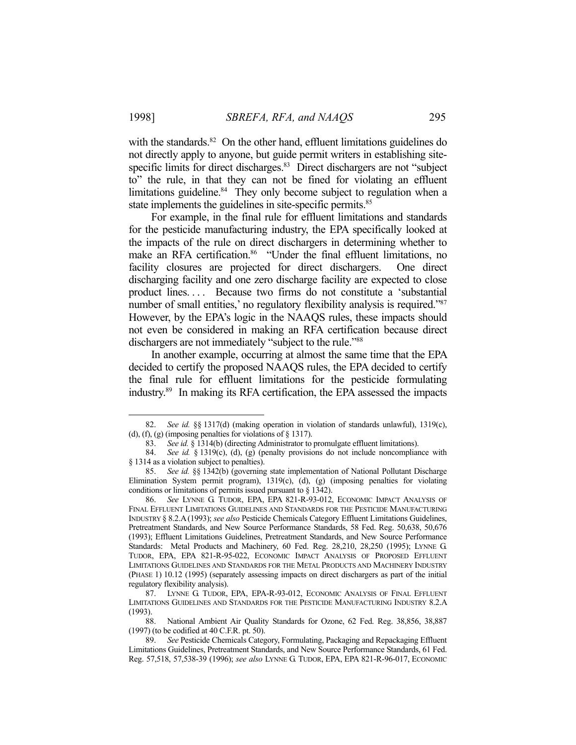with the standards.[82] On the other hand, effluent limitations guidelines do not directly apply to anyone, but guide permit writers in establishing site-specific limits for direct discharges.[83] Direct dischargers are not "subject to" the rule, in that they can not be fined for violating an effluent limitations guideline.[84] They only become subject to regulation when a state implements the guidelines in site-specific permits.[85]

For example, in the final rule for effluent limitations and standards for the pesticide manufacturing industry, the EPA specifically looked at the impacts of the rule on direct dischargers in determining whether to make an RFA certification.[86] "Under the final effluent limitations, no facility closures are projected for direct dischargers. One direct discharging facility and one zero discharge facility are expected to close product lines. . . . Because two firms do not constitute a 'substantial number of small entities,' no regulatory flexibility analysis is required."[87] However, by the EPA's logic in the NAAQS rules, these impacts should not even be considered in making an RFA certification because direct dischargers are not immediately "subject to the rule."[88]

In another example, occurring at almost the same time that the EPA decided to certify the proposed NAAQS rules, the EPA decided to certify the final rule for effluent limitations for the pesticide formulating industry.[89] In making its RFA certification, the EPA assessed the impacts

---

82. *See id.* §§ 1317(d) (making operation in violation of standards unlawful), 1319(c), (d), (f), (g) (imposing penalties for violations of § 1317).

83. *See id.* § 1314(b) (directing Administrator to promulgate effluent limitations).

84. *See id.* § 1319(c), (d), (g) (penalty provisions do not include noncompliance with § 1314 as a violation subject to penalties).

85. *See id.* §§ 1342(b) (governing state implementation of National Pollutant Discharge Elimination System permit program), 1319(c), (d), (g) (imposing penalties for violating conditions or limitations of permits issued pursuant to § 1342).

86. *See* LYNNE G. TUDOR, EPA, EPA 821-R-93-012, ECONOMIC IMPACT ANALYSIS OF FINAL EFFLUENT LIMITATIONS GUIDELINES AND STANDARDS FOR THE PESTICIDE MANUFACTURING INDUSTRY § 8.2.A (1993); *see also* Pesticide Chemicals Category Effluent Limitations Guidelines, Pretreatment Standards, and New Source Performance Standards, 58 Fed. Reg. 50,638, 50,676 (1993); Effluent Limitations Guidelines, Pretreatment Standards, and New Source Performance Standards: Metal Products and Machinery, 60 Fed. Reg. 28,210, 28,250 (1995); LYNNE G. TUDOR, EPA, EPA 821-R-95-022, ECONOMIC IMPACT ANALYSIS OF PROPOSED EFFLUENT LIMITATIONS GUIDELINES AND STANDARDS FOR THE METAL PRODUCTS AND MACHINERY INDUSTRY (PHASE 1) 10.12 (1995) (separately assessing impacts on direct dischargers as part of the initial regulatory flexibility analysis).

87. LYNNE G. TUDOR, EPA, EPA-R-93-012, ECONOMIC ANALYSIS OF FINAL EFFLUENT LIMITATIONS GUIDELINES AND STANDARDS FOR THE PESTICIDE MANUFACTURING INDUSTRY 8.2.A (1993).

88. National Ambient Air Quality Standards for Ozone, 62 Fed. Reg. 38,856, 38,887 (1997) (to be codified at 40 C.F.R. pt. 50).

89. *See* Pesticide Chemicals Category, Formulating, Packaging and Repackaging Effluent Limitations Guidelines, Pretreatment Standards, and New Source Performance Standards, 61 Fed. Reg. 57,518, 57,538-39 (1996); *see also* LYNNE G. TUDOR, EPA, EPA 821-R-96-017, ECONOMIC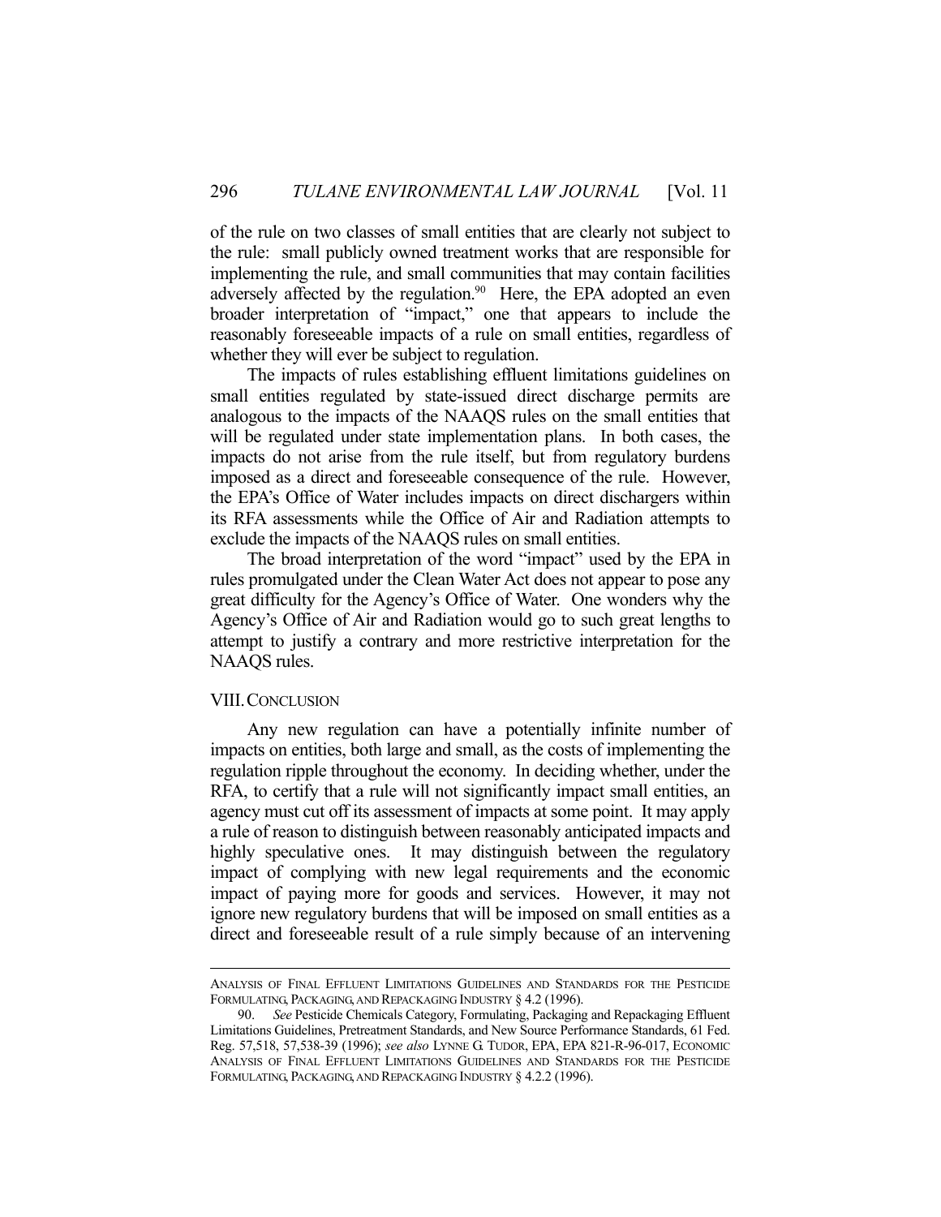of the rule on two classes of small entities that are clearly not subject to the rule: small publicly owned treatment works that are responsible for implementing the rule, and small communities that may contain facilities adversely affected by the regulation.[90] Here, the EPA adopted an even broader interpretation of "impact," one that appears to include the reasonably foreseeable impacts of a rule on small entities, regardless of whether they will ever be subject to regulation.

The impacts of rules establishing effluent limitations guidelines on small entities regulated by state-issued direct discharge permits are analogous to the impacts of the NAAQS rules on the small entities that will be regulated under state implementation plans. In both cases, the impacts do not arise from the rule itself, but from regulatory burdens imposed as a direct and foreseeable consequence of the rule. However, the EPA's Office of Water includes impacts on direct dischargers within its RFA assessments while the Office of Air and Radiation attempts to exclude the impacts of the NAAQS rules on small entities.

The broad interpretation of the word "impact" used by the EPA in rules promulgated under the Clean Water Act does not appear to pose any great difficulty for the Agency's Office of Water. One wonders why the Agency's Office of Air and Radiation would go to such great lengths to attempt to justify a contrary and more restrictive interpretation for the NAAQS rules.

## VIII. CONCLUSION

Any new regulation can have a potentially infinite number of impacts on entities, both large and small, as the costs of implementing the regulation ripple throughout the economy. In deciding whether, under the RFA, to certify that a rule will not significantly impact small entities, an agency must cut off its assessment of impacts at some point. It may apply a rule of reason to distinguish between reasonably anticipated impacts and highly speculative ones. It may distinguish between the regulatory impact of complying with new legal requirements and the economic impact of paying more for goods and services. However, it may not ignore new regulatory burdens that will be imposed on small entities as a direct and foreseeable result of a rule simply because of an intervening

---

ANALYSIS OF FINAL EFFLUENT LIMITATIONS GUIDELINES AND STANDARDS FOR THE PESTICIDE FORMULATING, PACKAGING, AND REPACKAGING INDUSTRY § 4.2 (1996).

90. *See* Pesticide Chemicals Category, Formulating, Packaging and Repackaging Effluent Limitations Guidelines, Pretreatment Standards, and New Source Performance Standards, 61 Fed. Reg. 57,518, 57,538-39 (1996); *see also* LYNNE G. TUDOR, EPA, EPA 821-R-96-017, ECONOMIC ANALYSIS OF FINAL EFFLUENT LIMITATIONS GUIDELINES AND STANDARDS FOR THE PESTICIDE FORMULATING, PACKAGING, AND REPACKAGING INDUSTRY § 4.2.2 (1996).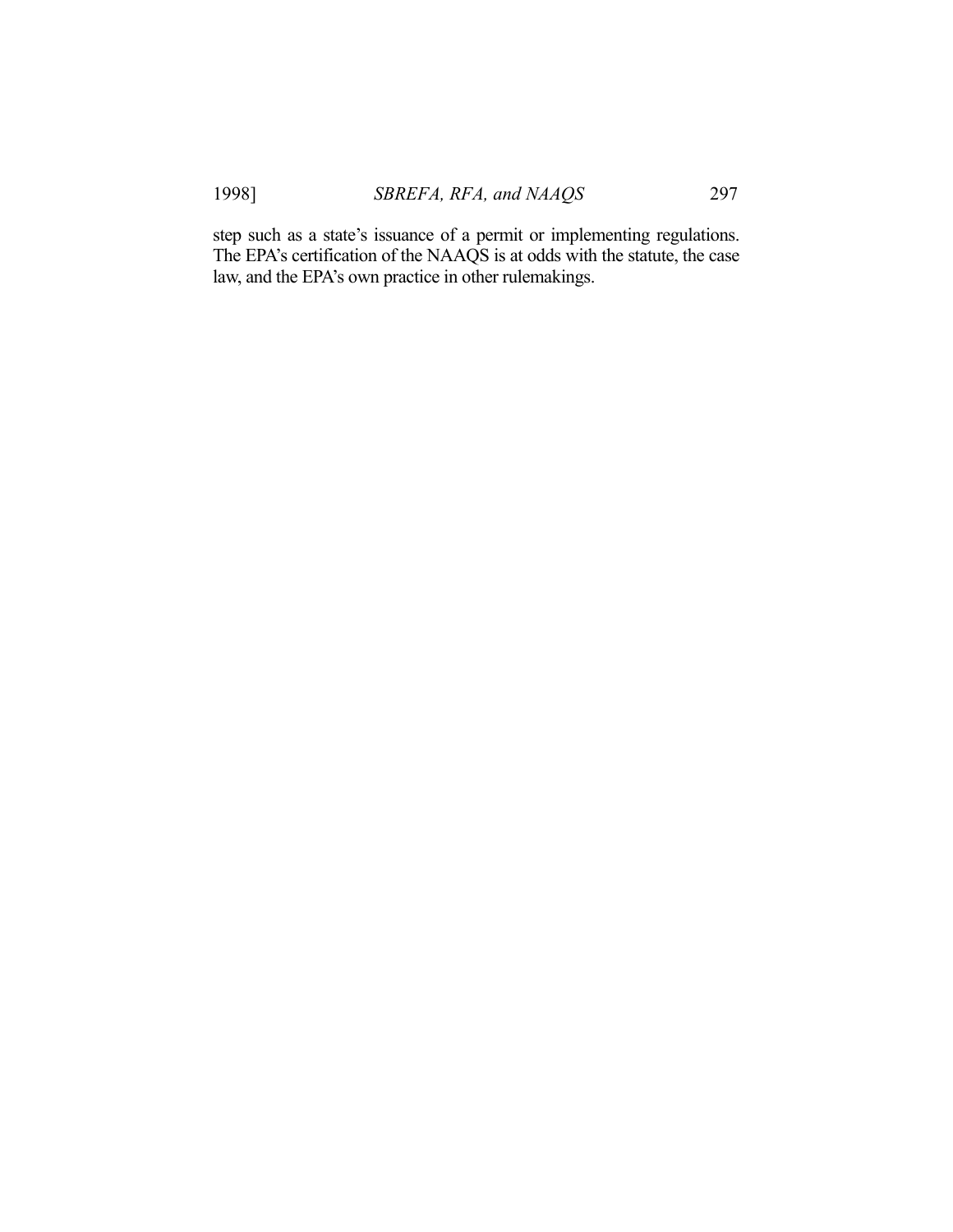step such as a state's issuance of a permit or implementing regulations. The EPA's certification of the NAAQS is at odds with the statute, the case law, and the EPA's own practice in other rulemakings.